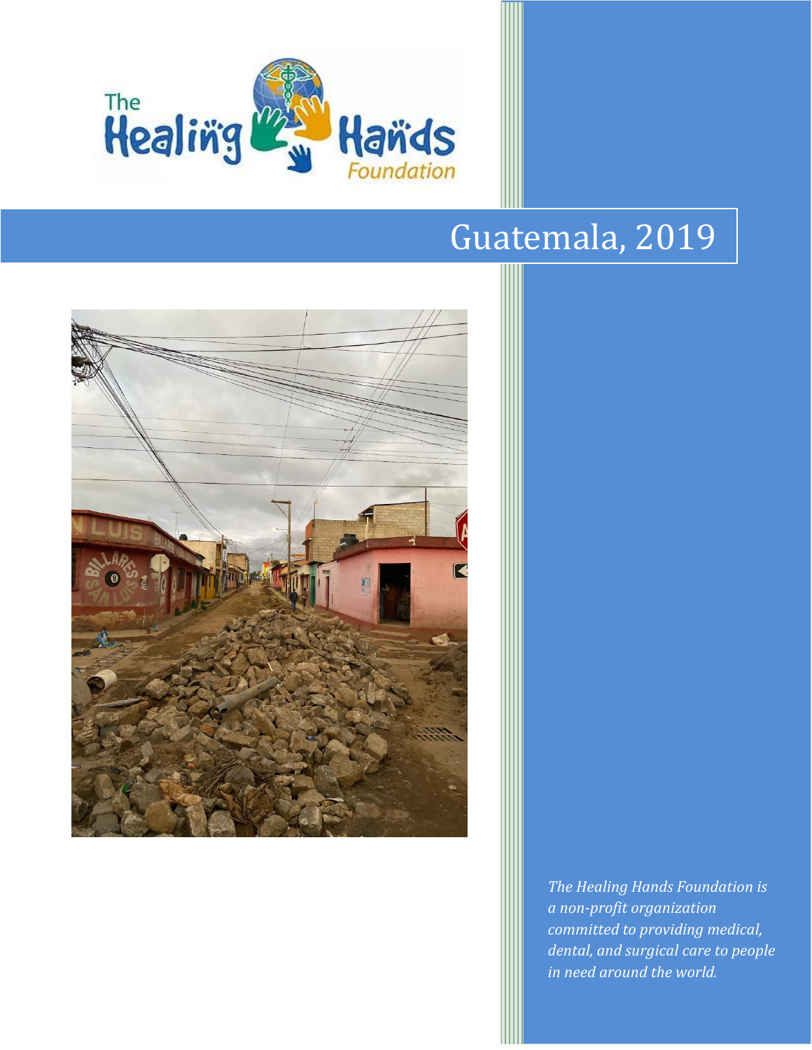The Healing Hands Foundation

# Guatemala, 2019

*The Healing Hands Foundation is a non-profit organization committed to providing medical, dental, and surgical care to people in need around the world.*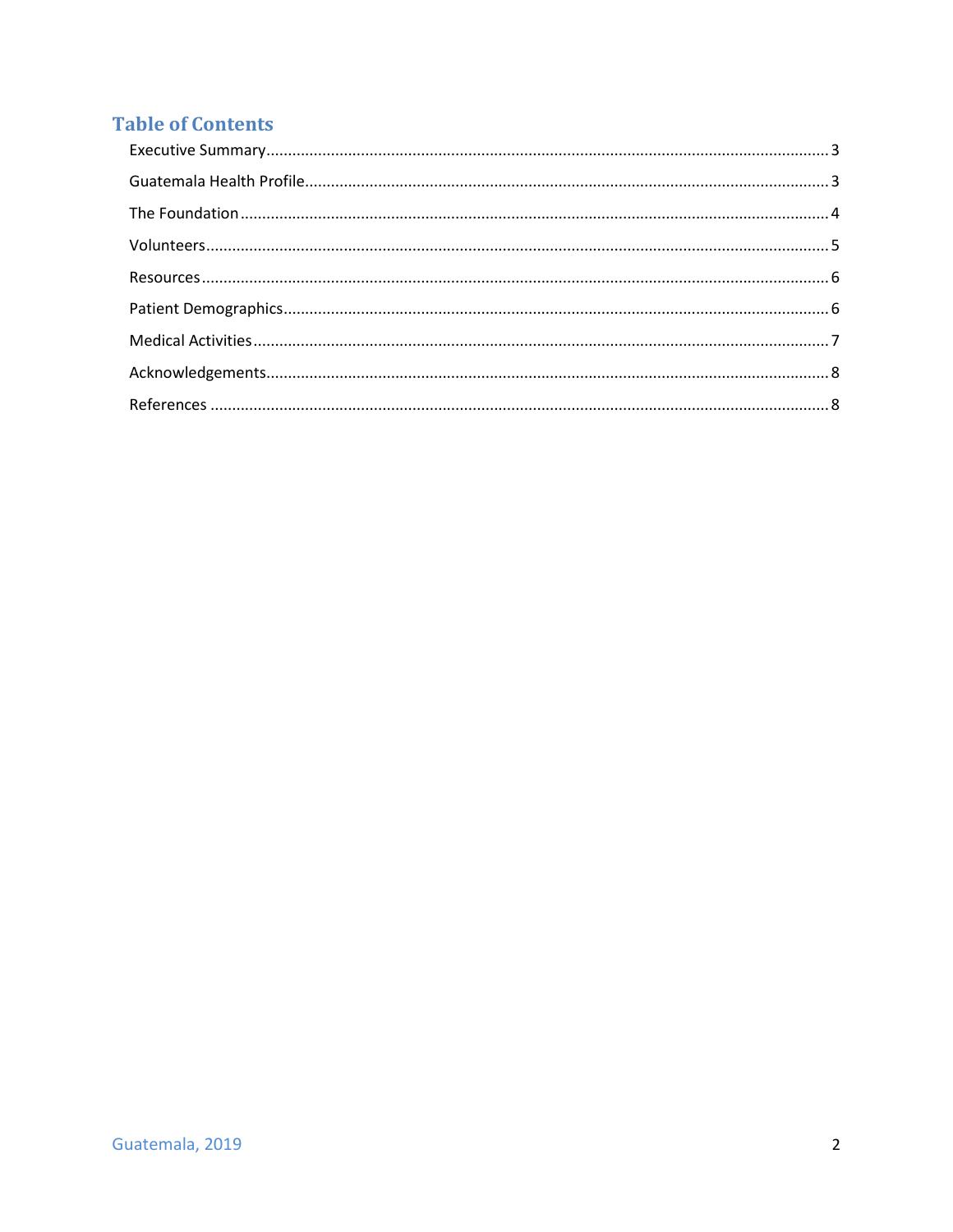## Table of Contents

Executive Summary ....................................................................................................................................... 3

Guatemala Health Profile ............................................................................................................................. 3

The Foundation ............................................................................................................................................ 4

Volunteers .................................................................................................................................................... 5

Resources ..................................................................................................................................................... 6

Patient Demographics .................................................................................................................................. 6

Medical Activities ......................................................................................................................................... 7

Acknowledgements ...................................................................................................................................... 8

References ................................................................................................................................................... 8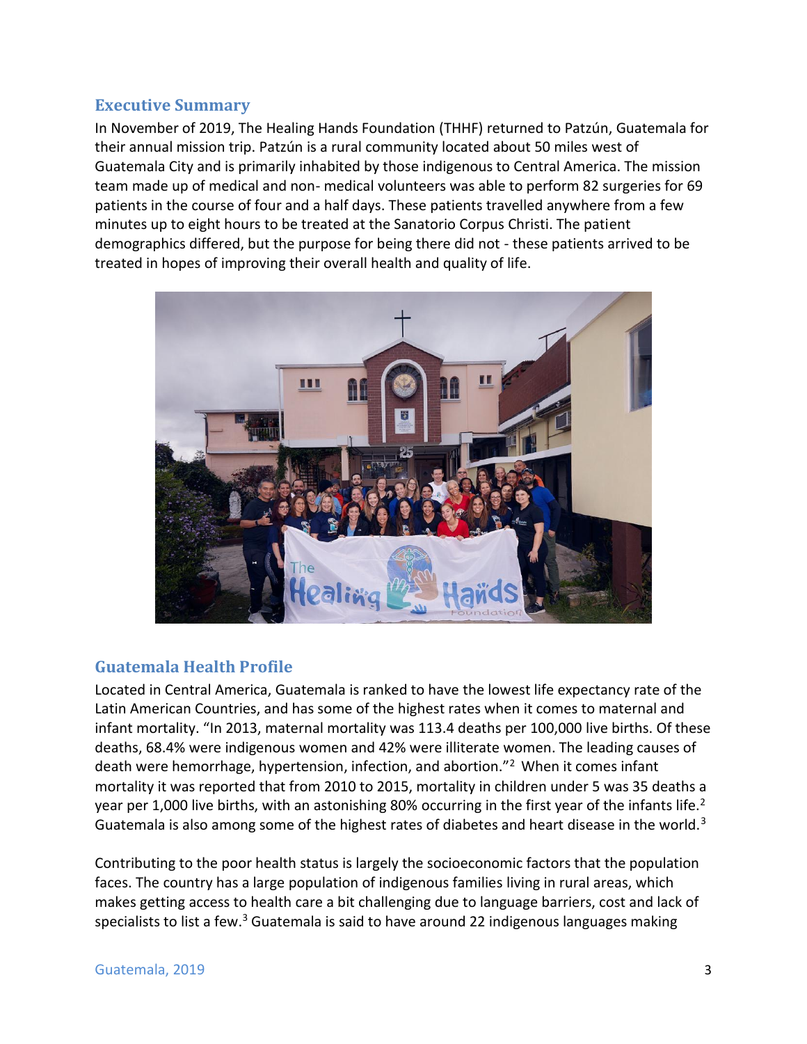## Executive Summary

In November of 2019, The Healing Hands Foundation (THHF) returned to Patzún, Guatemala for their annual mission trip. Patzún is a rural community located about 50 miles west of Guatemala City and is primarily inhabited by those indigenous to Central America. The mission team made up of medical and non- medical volunteers was able to perform 82 surgeries for 69 patients in the course of four and a half days. These patients travelled anywhere from a few minutes up to eight hours to be treated at the Sanatorio Corpus Christi. The patient demographics differed, but the purpose for being there did not - these patients arrived to be treated in hopes of improving their overall health and quality of life.

## Guatemala Health Profile

Located in Central America, Guatemala is ranked to have the lowest life expectancy rate of the Latin American Countries, and has some of the highest rates when it comes to maternal and infant mortality. "In 2013, maternal mortality was 113.4 deaths per 100,000 live births. Of these deaths, 68.4% were indigenous women and 42% were illiterate women. The leading causes of death were hemorrhage, hypertension, infection, and abortion."[2] When it comes infant mortality it was reported that from 2010 to 2015, mortality in children under 5 was 35 deaths a year per 1,000 live births, with an astonishing 80% occurring in the first year of the infants life.[2] Guatemala is also among some of the highest rates of diabetes and heart disease in the world.[3]

Contributing to the poor health status is largely the socioeconomic factors that the population faces. The country has a large population of indigenous families living in rural areas, which makes getting access to health care a bit challenging due to language barriers, cost and lack of specialists to list a few.[3] Guatemala is said to have around 22 indigenous languages making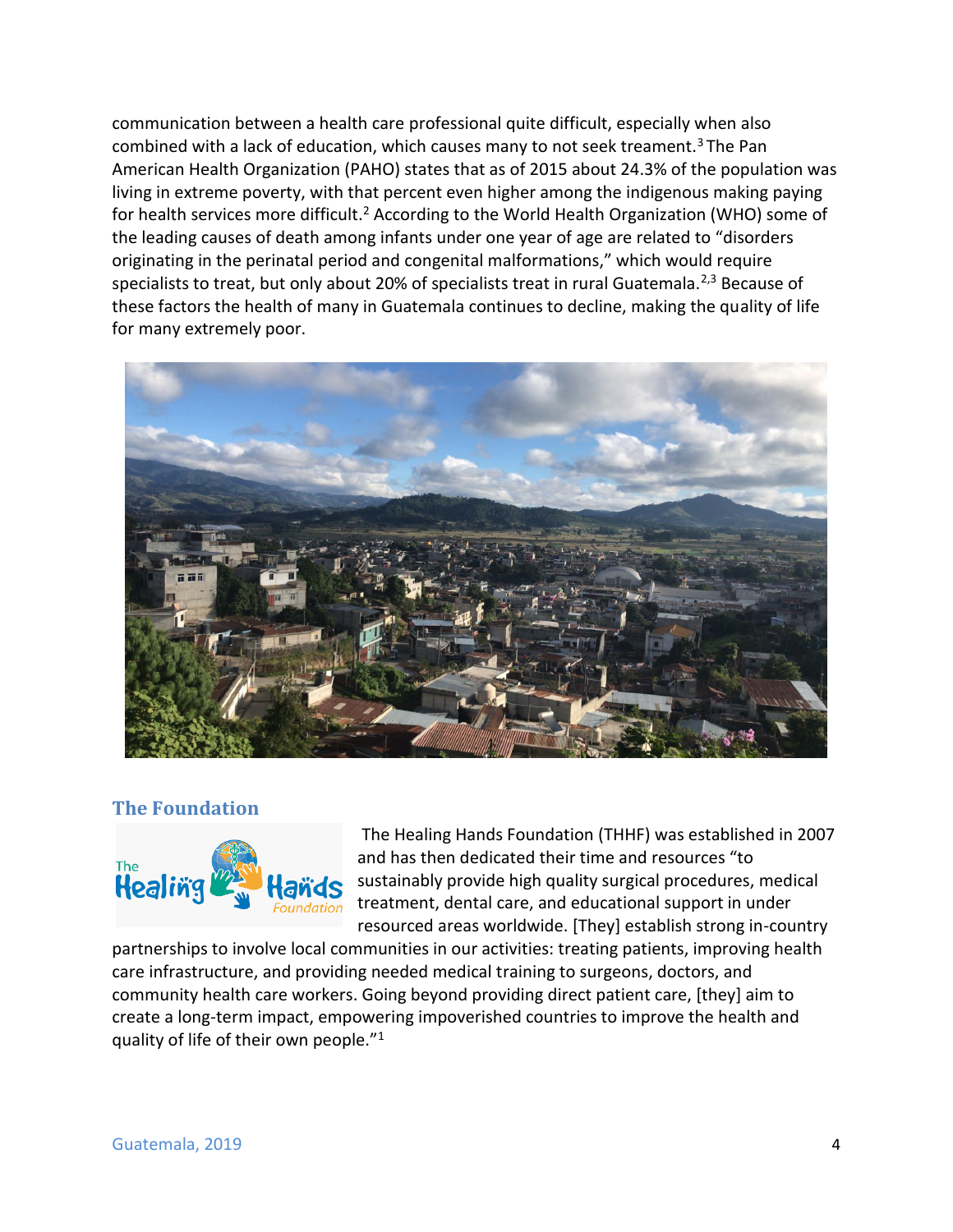communication between a health care professional quite difficult, especially when also combined with a lack of education, which causes many to not seek treament.[3] The Pan American Health Organization (PAHO) states that as of 2015 about 24.3% of the population was living in extreme poverty, with that percent even higher among the indigenous making paying for health services more difficult.[2] According to the World Health Organization (WHO) some of the leading causes of death among infants under one year of age are related to "disorders originating in the perinatal period and congenital malformations," which would require specialists to treat, but only about 20% of specialists treat in rural Guatemala.[2,3] Because of these factors the health of many in Guatemala continues to decline, making the quality of life for many extremely poor.

## The Foundation

The Healing Hands Foundation (THHF) was established in 2007 and has then dedicated their time and resources "to sustainably provide high quality surgical procedures, medical treatment, dental care, and educational support in under resourced areas worldwide. [They] establish strong in-country partnerships to involve local communities in our activities: treating patients, improving health care infrastructure, and providing needed medical training to surgeons, doctors, and community health care workers. Going beyond providing direct patient care, [they] aim to create a long-term impact, empowering impoverished countries to improve the health and quality of life of their own people."[1]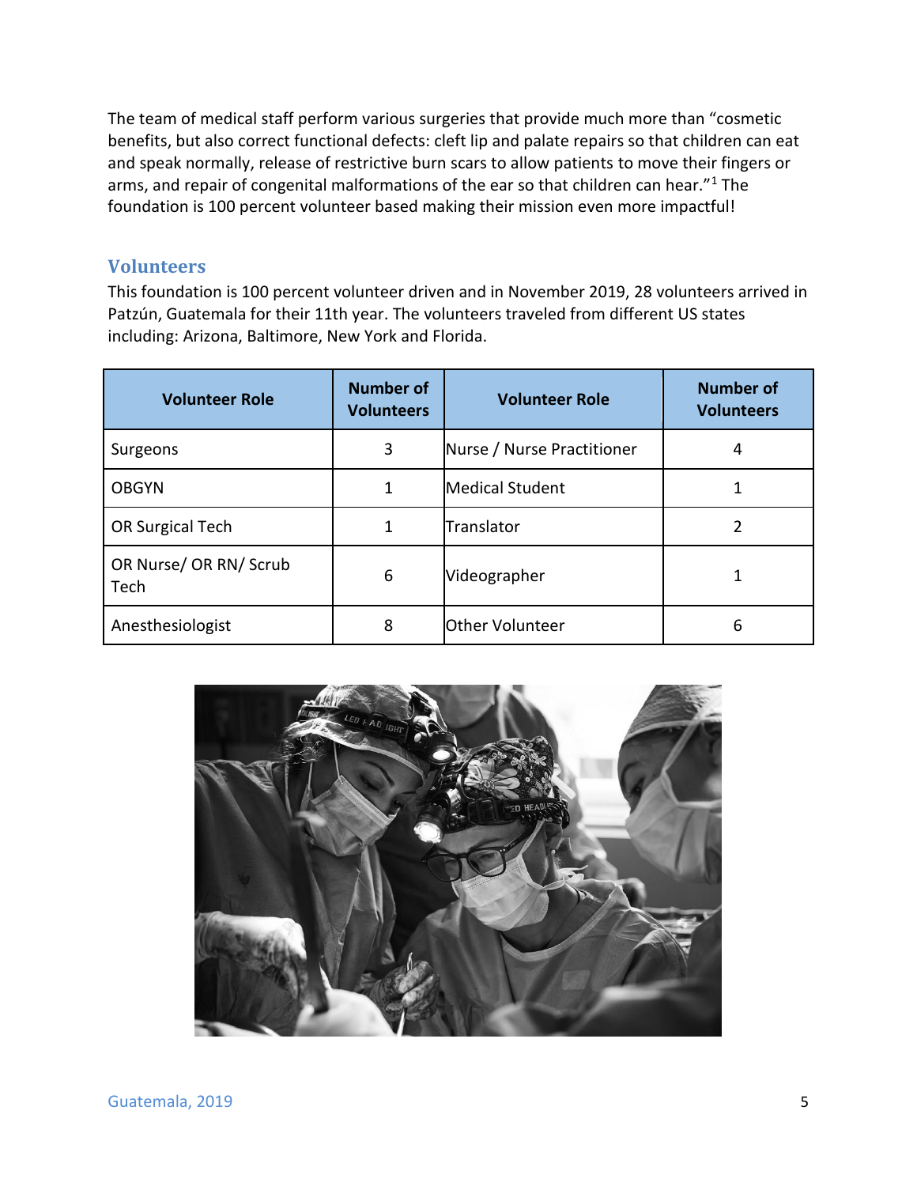The team of medical staff perform various surgeries that provide much more than "cosmetic benefits, but also correct functional defects: cleft lip and palate repairs so that children can eat and speak normally, release of restrictive burn scars to allow patients to move their fingers or arms, and repair of congenital malformations of the ear so that children can hear."[1] The foundation is 100 percent volunteer based making their mission even more impactful!

## Volunteers

This foundation is 100 percent volunteer driven and in November 2019, 28 volunteers arrived in Patzún, Guatemala for their 11th year. The volunteers traveled from different US states including: Arizona, Baltimore, New York and Florida.

| Volunteer Role | Number of Volunteers | Volunteer Role | Number of Volunteers |
|---|---|---|---|
| Surgeons | 3 | Nurse / Nurse Practitioner | 4 |
| OBGYN | 1 | Medical Student | 1 |
| OR Surgical Tech | 1 | Translator | 2 |
| OR Nurse/ OR RN/ Scrub Tech | 6 | Videographer | 1 |
| Anesthesiologist | 8 | Other Volunteer | 6 |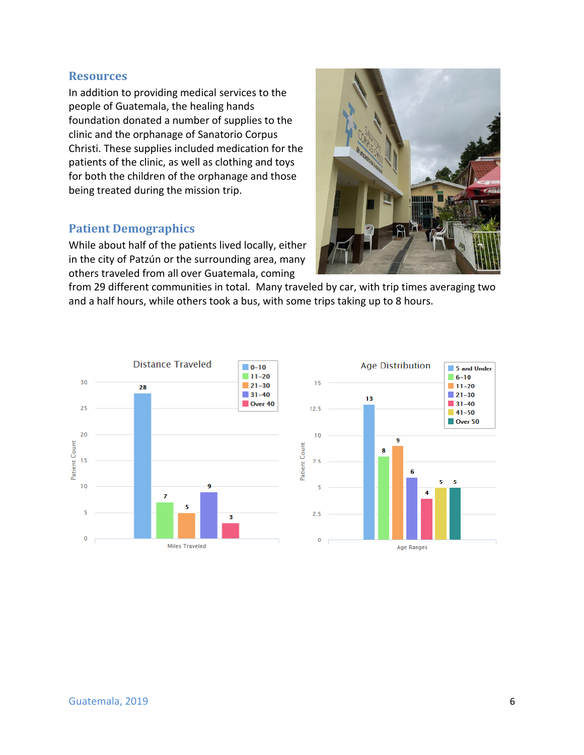## Resources

In addition to providing medical services to the people of Guatemala, the healing hands foundation donated a number of supplies to the clinic and the orphanage of Sanatorio Corpus Christi. These supplies included medication for the patients of the clinic, as well as clothing and toys for both the children of the orphanage and those being treated during the mission trip.

## Patient Demographics

While about half of the patients lived locally, either in the city of Patzún or the surrounding area, many others traveled from all over Guatemala, coming from 29 different communities in total. Many traveled by car, with trip times averaging two and a half hours, while others took a bus, with some trips taking up to 8 hours.

**Distance Traveled**

| Miles Traveled | Patient Count |
|---|---|
| 0–10 | 28 |
| 11–20 | 7 |
| 21–30 | 5 |
| 31–40 | 9 |
| Over 40 | 3 |

**Age Distribution**

| Age Ranges | Patient Count |
|---|---|
| 5 and Under | 13 |
| 6–10 | 8 |
| 11–20 | 9 |
| 21–30 | 6 |
| 31–40 | 4 |
| 41–50 | 5 |
| Over 50 | 5 |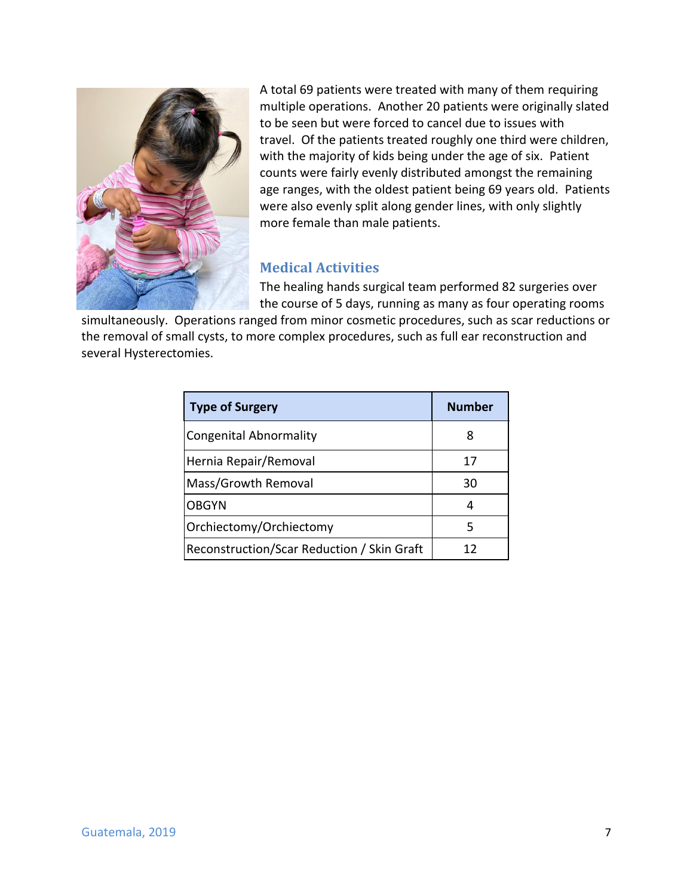A total 69 patients were treated with many of them requiring multiple operations. Another 20 patients were originally slated to be seen but were forced to cancel due to issues with travel. Of the patients treated roughly one third were children, with the majority of kids being under the age of six. Patient counts were fairly evenly distributed amongst the remaining age ranges, with the oldest patient being 69 years old. Patients were also evenly split along gender lines, with only slightly more female than male patients.

## Medical Activities

The healing hands surgical team performed 82 surgeries over the course of 5 days, running as many as four operating rooms simultaneously. Operations ranged from minor cosmetic procedures, such as scar reductions or the removal of small cysts, to more complex procedures, such as full ear reconstruction and several Hysterectomies.

| Type of Surgery | Number |
|---|---|
| Congenital Abnormality | 8 |
| Hernia Repair/Removal | 17 |
| Mass/Growth Removal | 30 |
| OBGYN | 4 |
| Orchiectomy/Orchiectomy | 5 |
| Reconstruction/Scar Reduction / Skin Graft | 12 |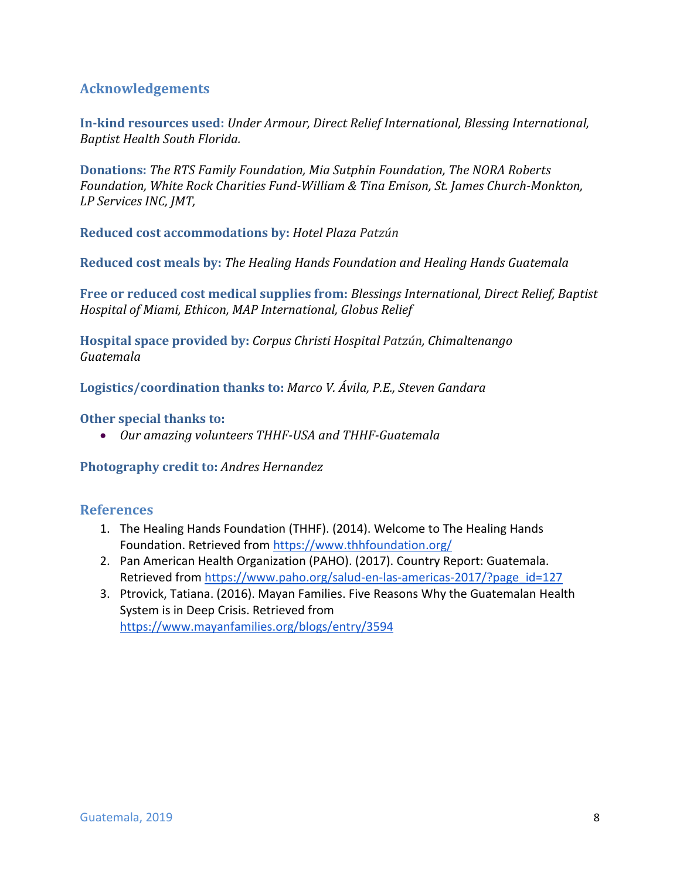## Acknowledgements

**In-kind resources used:** *Under Armour, Direct Relief International, Blessing International, Baptist Health South Florida.*

**Donations:** *The RTS Family Foundation, Mia Sutphin Foundation, The NORA Roberts Foundation, White Rock Charities Fund-William & Tina Emison, St. James Church-Monkton, LP Services INC, JMT,*

**Reduced cost accommodations by:** *Hotel Plaza Patzún*

**Reduced cost meals by:** *The Healing Hands Foundation and Healing Hands Guatemala*

**Free or reduced cost medical supplies from:** *Blessings International, Direct Relief, Baptist Hospital of Miami, Ethicon, MAP International, Globus Relief*

**Hospital space provided by:** *Corpus Christi Hospital Patzún, Chimaltenango Guatemala*

**Logistics/coordination thanks to:** *Marco V. Ávila, P.E., Steven Gandara*

**Other special thanks to:**

- *Our amazing volunteers THHF-USA and THHF-Guatemala*

**Photography credit to:** *Andres Hernandez*

## References

1. The Healing Hands Foundation (THHF). (2014). Welcome to The Healing Hands Foundation. Retrieved from https://www.thhfoundation.org/
2. Pan American Health Organization (PAHO). (2017). Country Report: Guatemala. Retrieved from https://www.paho.org/salud-en-las-americas-2017/?page_id=127
3. Ptrovick, Tatiana. (2016). Mayan Families. Five Reasons Why the Guatemalan Health System is in Deep Crisis. Retrieved from https://www.mayanfamilies.org/blogs/entry/3594